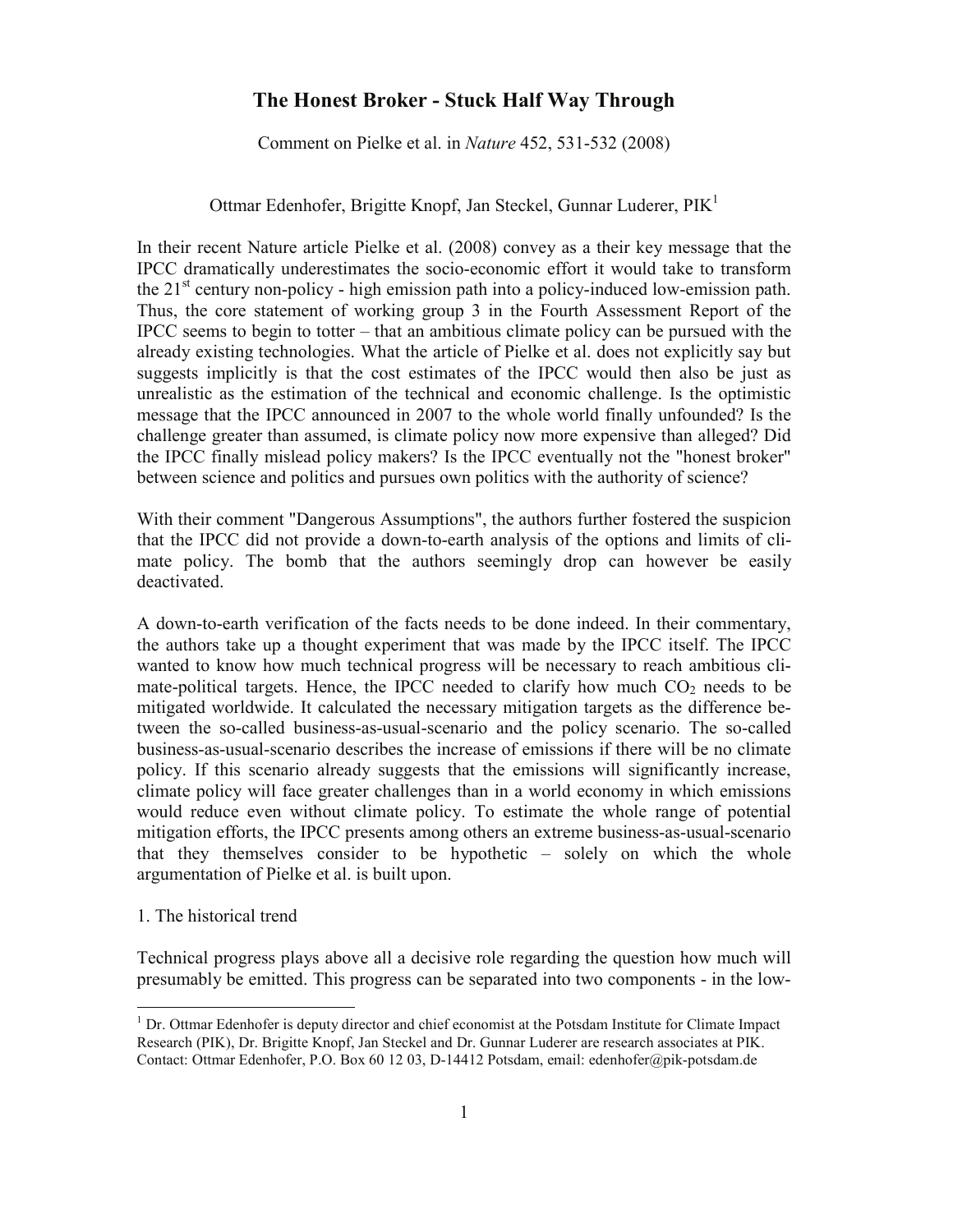# The Honest Broker - Stuck Half Way Through

Comment on Pielke et al. in *Nature* 452, 531-532 (2008)

Ottmar Edenhofer, Brigitte Knopf, Jan Steckel, Gunnar Luderer, PIK[1]

In their recent Nature article Pielke et al. (2008) convey as a their key message that the IPCC dramatically underestimates the socio-economic effort it would take to transform the 21st century non-policy - high emission path into a policy-induced low-emission path. Thus, the core statement of working group 3 in the Fourth Assessment Report of the IPCC seems to begin to totter – that an ambitious climate policy can be pursued with the already existing technologies. What the article of Pielke et al. does not explicitly say but suggests implicitly is that the cost estimates of the IPCC would then also be just as unrealistic as the estimation of the technical and economic challenge. Is the optimistic message that the IPCC announced in 2007 to the whole world finally unfounded? Is the challenge greater than assumed, is climate policy now more expensive than alleged? Did the IPCC finally mislead policy makers? Is the IPCC eventually not the "honest broker" between science and politics and pursues own politics with the authority of science?

With their comment "Dangerous Assumptions", the authors further fostered the suspicion that the IPCC did not provide a down-to-earth analysis of the options and limits of climate policy. The bomb that the authors seemingly drop can however be easily deactivated.

A down-to-earth verification of the facts needs to be done indeed. In their commentary, the authors take up a thought experiment that was made by the IPCC itself. The IPCC wanted to know how much technical progress will be necessary to reach ambitious climate-political targets. Hence, the IPCC needed to clarify how much $CO_2$ needs to be mitigated worldwide. It calculated the necessary mitigation targets as the difference between the so-called business-as-usual-scenario and the policy scenario. The so-called business-as-usual-scenario describes the increase of emissions if there will be no climate policy. If this scenario already suggests that the emissions will significantly increase, climate policy will face greater challenges than in a world economy in which emissions would reduce even without climate policy. To estimate the whole range of potential mitigation efforts, the IPCC presents among others an extreme business-as-usual-scenario that they themselves consider to be hypothetic – solely on which the whole argumentation of Pielke et al. is built upon.

1. The historical trend

Technical progress plays above all a decisive role regarding the question how much will presumably be emitted. This progress can be separated into two components - in the low-

[1] Dr. Ottmar Edenhofer is deputy director and chief economist at the Potsdam Institute for Climate Impact Research (PIK), Dr. Brigitte Knopf, Jan Steckel and Dr. Gunnar Luderer are research associates at PIK. Contact: Ottmar Edenhofer, P.O. Box 60 12 03, D-14412 Potsdam, email: edenhofer@pik-potsdam.de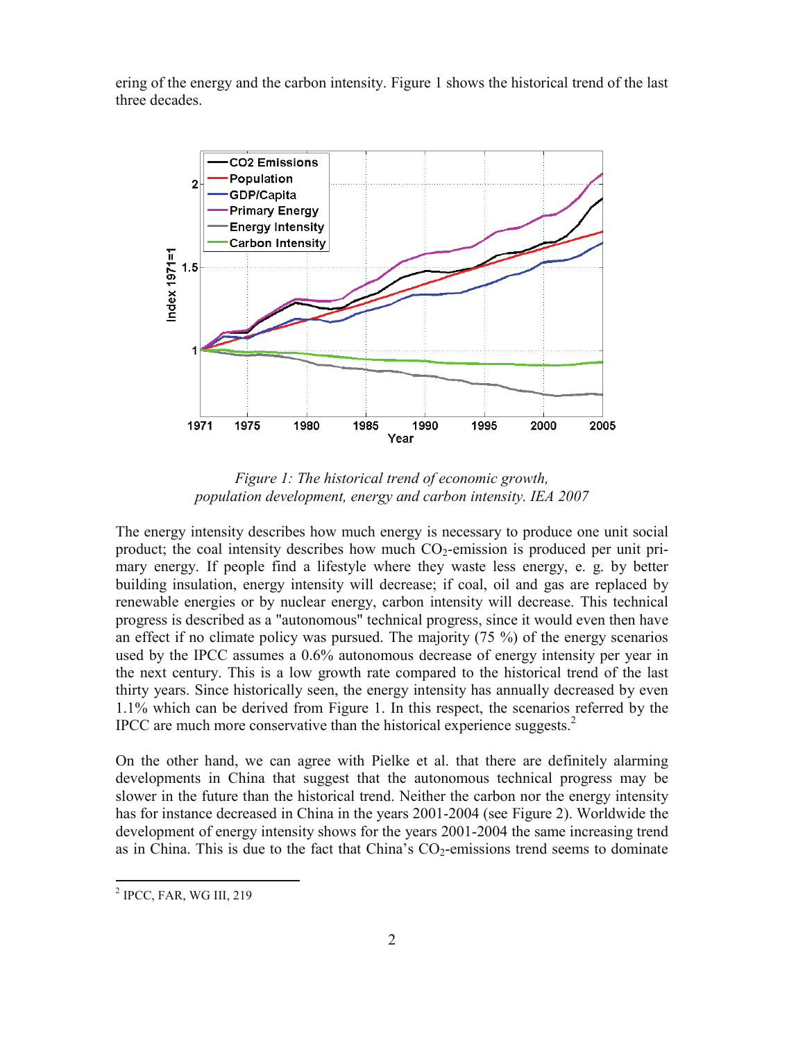ering of the energy and the carbon intensity. Figure 1 shows the historical trend of the last three decades.

*Figure 1: The historical trend of economic growth, population development, energy and carbon intensity. IEA 2007*

The energy intensity describes how much energy is necessary to produce one unit social product; the coal intensity describes how much $CO_2$-emission is produced per unit primary energy. If people find a lifestyle where they waste less energy, e. g. by better building insulation, energy intensity will decrease; if coal, oil and gas are replaced by renewable energies or by nuclear energy, carbon intensity will decrease. This technical progress is described as a "autonomous" technical progress, since it would even then have an effect if no climate policy was pursued. The majority (75 %) of the energy scenarios used by the IPCC assumes a 0.6% autonomous decrease of energy intensity per year in the next century. This is a low growth rate compared to the historical trend of the last thirty years. Since historically seen, the energy intensity has annually decreased by even 1.1% which can be derived from Figure 1. In this respect, the scenarios referred by the IPCC are much more conservative than the historical experience suggests.[2]

On the other hand, we can agree with Pielke et al. that there are definitely alarming developments in China that suggest that the autonomous technical progress may be slower in the future than the historical trend. Neither the carbon nor the energy intensity has for instance decreased in China in the years 2001-2004 (see Figure 2). Worldwide the development of energy intensity shows for the years 2001-2004 the same increasing trend as in China. This is due to the fact that China's $CO_2$-emissions trend seems to dominate

---

[2] IPCC, FAR, WG III, 219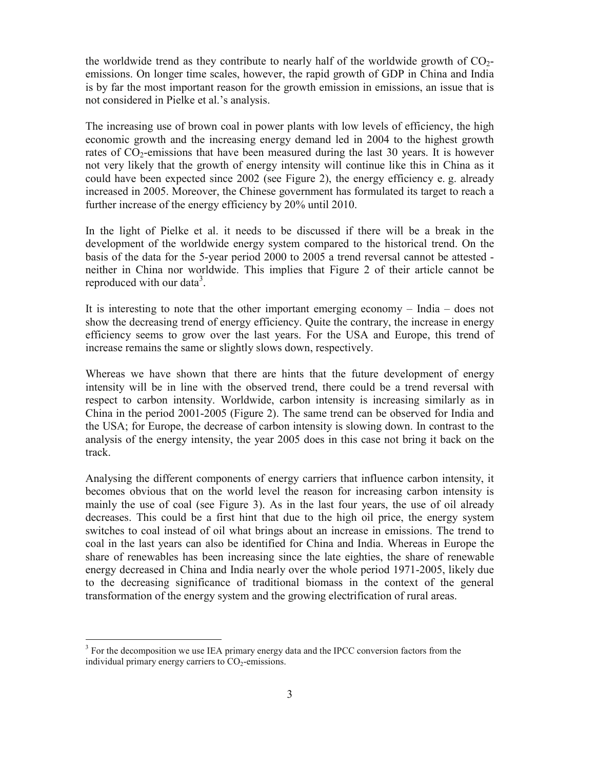the worldwide trend as they contribute to nearly half of the worldwide growth of $CO_2$-emissions. On longer time scales, however, the rapid growth of GDP in China and India is by far the most important reason for the growth emission in emissions, an issue that is not considered in Pielke et al.'s analysis.

The increasing use of brown coal in power plants with low levels of efficiency, the high economic growth and the increasing energy demand led in 2004 to the highest growth rates of $CO_2$-emissions that have been measured during the last 30 years. It is however not very likely that the growth of energy intensity will continue like this in China as it could have been expected since 2002 (see Figure 2), the energy efficiency e. g. already increased in 2005. Moreover, the Chinese government has formulated its target to reach a further increase of the energy efficiency by 20% until 2010.

In the light of Pielke et al. it needs to be discussed if there will be a break in the development of the worldwide energy system compared to the historical trend. On the basis of the data for the 5-year period 2000 to 2005 a trend reversal cannot be attested - neither in China nor worldwide. This implies that Figure 2 of their article cannot be reproduced with our data[3].

It is interesting to note that the other important emerging economy – India – does not show the decreasing trend of energy efficiency. Quite the contrary, the increase in energy efficiency seems to grow over the last years. For the USA and Europe, this trend of increase remains the same or slightly slows down, respectively.

Whereas we have shown that there are hints that the future development of energy intensity will be in line with the observed trend, there could be a trend reversal with respect to carbon intensity. Worldwide, carbon intensity is increasing similarly as in China in the period 2001-2005 (Figure 2). The same trend can be observed for India and the USA; for Europe, the decrease of carbon intensity is slowing down. In contrast to the analysis of the energy intensity, the year 2005 does in this case not bring it back on the track.

Analysing the different components of energy carriers that influence carbon intensity, it becomes obvious that on the world level the reason for increasing carbon intensity is mainly the use of coal (see Figure 3). As in the last four years, the use of oil already decreases. This could be a first hint that due to the high oil price, the energy system switches to coal instead of oil what brings about an increase in emissions. The trend to coal in the last years can also be identified for China and India. Whereas in Europe the share of renewables has been increasing since the late eighties, the share of renewable energy decreased in China and India nearly over the whole period 1971-2005, likely due to the decreasing significance of traditional biomass in the context of the general transformation of the energy system and the growing electrification of rural areas.

[3] For the decomposition we use IEA primary energy data and the IPCC conversion factors from the individual primary energy carriers to $CO_2$-emissions.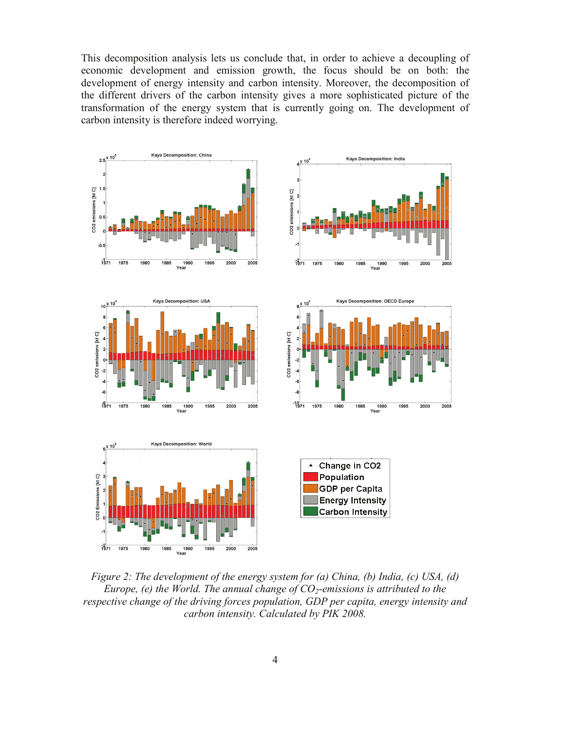This decomposition analysis lets us conclude that, in order to achieve a decoupling of economic development and emission growth, the focus should be on both: the development of energy intensity and carbon intensity. Moreover, the decomposition of the different drivers of the carbon intensity gives a more sophisticated picture of the transformation of the energy system that is currently going on. The development of carbon intensity is therefore indeed worrying.

*Figure 2: The development of the energy system for (a) China, (b) India, (c) USA, (d) Europe, (e) the World. The annual change of $CO_2$-emissions is attributed to the respective change of the driving forces population, GDP per capita, energy intensity and carbon intensity. Calculated by PIK 2008.*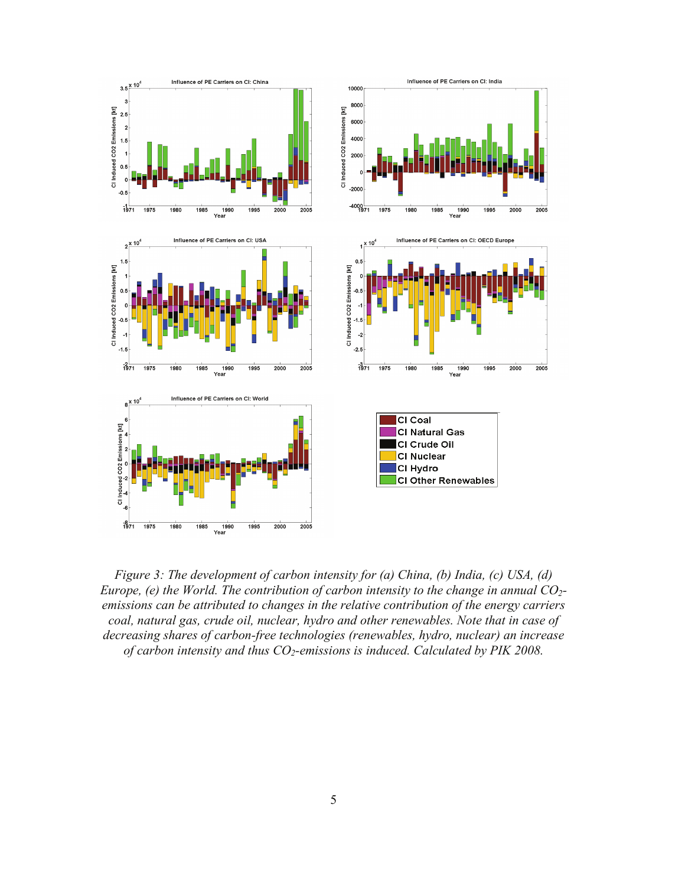Figure 3: The development of carbon intensity for (a) China, (b) India, (c) USA, (d) Europe, (e) the World. The contribution of carbon intensity to the change in annual $CO_2$-emissions can be attributed to changes in the relative contribution of the energy carriers coal, natural gas, crude oil, nuclear, hydro and other renewables. Note that in case of decreasing shares of carbon-free technologies (renewables, hydro, nuclear) an increase of carbon intensity and thus $CO_2$-emissions is induced. Calculated by PIK 2008.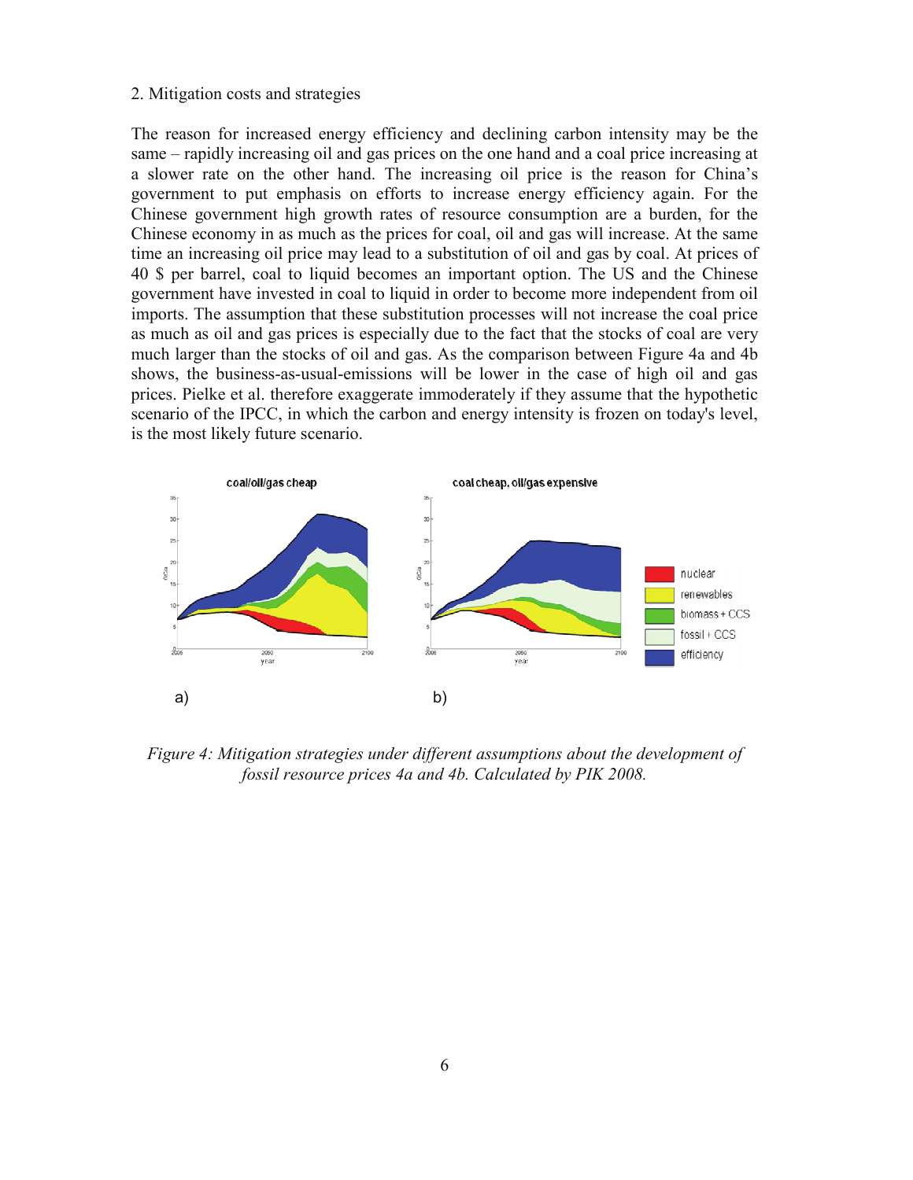## 2. Mitigation costs and strategies

The reason for increased energy efficiency and declining carbon intensity may be the same – rapidly increasing oil and gas prices on the one hand and a coal price increasing at a slower rate on the other hand. The increasing oil price is the reason for China's government to put emphasis on efforts to increase energy efficiency again. For the Chinese government high growth rates of resource consumption are a burden, for the Chinese economy in as much as the prices for coal, oil and gas will increase. At the same time an increasing oil price may lead to a substitution of oil and gas by coal. At prices of 40 $ per barrel, coal to liquid becomes an important option. The US and the Chinese government have invested in coal to liquid in order to become more independent from oil imports. The assumption that these substitution processes will not increase the coal price as much as oil and gas prices is especially due to the fact that the stocks of coal are very much larger than the stocks of oil and gas. As the comparison between Figure 4a and 4b shows, the business-as-usual-emissions will be lower in the case of high oil and gas prices. Pielke et al. therefore exaggerate immoderately if they assume that the hypothetic scenario of the IPCC, in which the carbon and energy intensity is frozen on today's level, is the most likely future scenario.

*Figure 4: Mitigation strategies under different assumptions about the development of fossil resource prices 4a and 4b. Calculated by PIK 2008.*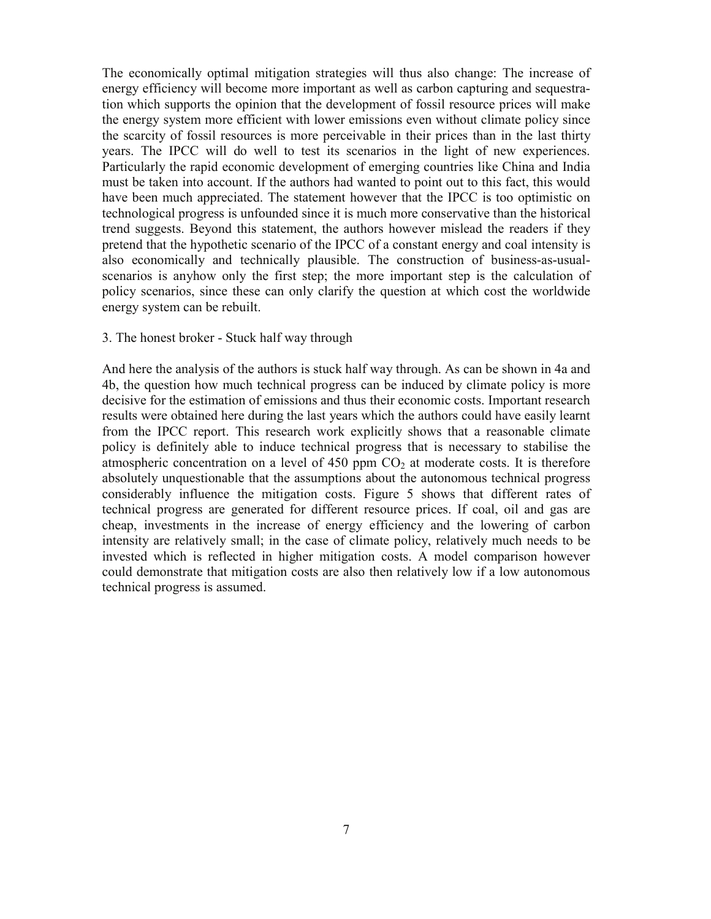The economically optimal mitigation strategies will thus also change: The increase of energy efficiency will become more important as well as carbon capturing and sequestration which supports the opinion that the development of fossil resource prices will make the energy system more efficient with lower emissions even without climate policy since the scarcity of fossil resources is more perceivable in their prices than in the last thirty years. The IPCC will do well to test its scenarios in the light of new experiences. Particularly the rapid economic development of emerging countries like China and India must be taken into account. If the authors had wanted to point out to this fact, this would have been much appreciated. The statement however that the IPCC is too optimistic on technological progress is unfounded since it is much more conservative than the historical trend suggests. Beyond this statement, the authors however mislead the readers if they pretend that the hypothetic scenario of the IPCC of a constant energy and coal intensity is also economically and technically plausible. The construction of business-as-usual-scenarios is anyhow only the first step; the more important step is the calculation of policy scenarios, since these can only clarify the question at which cost the worldwide energy system can be rebuilt.

## 3. The honest broker - Stuck half way through

And here the analysis of the authors is stuck half way through. As can be shown in 4a and 4b, the question how much technical progress can be induced by climate policy is more decisive for the estimation of emissions and thus their economic costs. Important research results were obtained here during the last years which the authors could have easily learnt from the IPCC report. This research work explicitly shows that a reasonable climate policy is definitely able to induce technical progress that is necessary to stabilise the atmospheric concentration on a level of 450 ppm $CO_2$ at moderate costs. It is therefore absolutely unquestionable that the assumptions about the autonomous technical progress considerably influence the mitigation costs. Figure 5 shows that different rates of technical progress are generated for different resource prices. If coal, oil and gas are cheap, investments in the increase of energy efficiency and the lowering of carbon intensity are relatively small; in the case of climate policy, relatively much needs to be invested which is reflected in higher mitigation costs. A model comparison however could demonstrate that mitigation costs are also then relatively low if a low autonomous technical progress is assumed.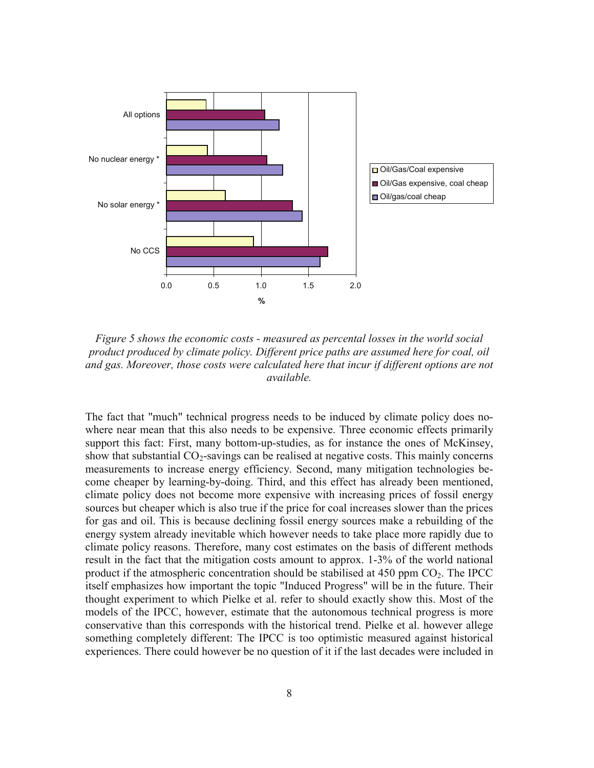*Figure 5 shows the economic costs - measured as percental losses in the world social product produced by climate policy. Different price paths are assumed here for coal, oil and gas. Moreover, those costs were calculated here that incur if different options are not available.*

The fact that "much" technical progress needs to be induced by climate policy does nowhere near mean that this also needs to be expensive. Three economic effects primarily support this fact: First, many bottom-up-studies, as for instance the ones of McKinsey, show that substantial $CO_2$-savings can be realised at negative costs. This mainly concerns measurements to increase energy efficiency. Second, many mitigation technologies become cheaper by learning-by-doing. Third, and this effect has already been mentioned, climate policy does not become more expensive with increasing prices of fossil energy sources but cheaper which is also true if the price for coal increases slower than the prices for gas and oil. This is because declining fossil energy sources make a rebuilding of the energy system already inevitable which however needs to take place more rapidly due to climate policy reasons. Therefore, many cost estimates on the basis of different methods result in the fact that the mitigation costs amount to approx. 1-3% of the world national product if the atmospheric concentration should be stabilised at 450 ppm $CO_2$. The IPCC itself emphasizes how important the topic "Induced Progress" will be in the future. Their thought experiment to which Pielke et al. refer to should exactly show this. Most of the models of the IPCC, however, estimate that the autonomous technical progress is more conservative than this corresponds with the historical trend. Pielke et al. however allege something completely different: The IPCC is too optimistic measured against historical experiences. There could however be no question of it if the last decades were included in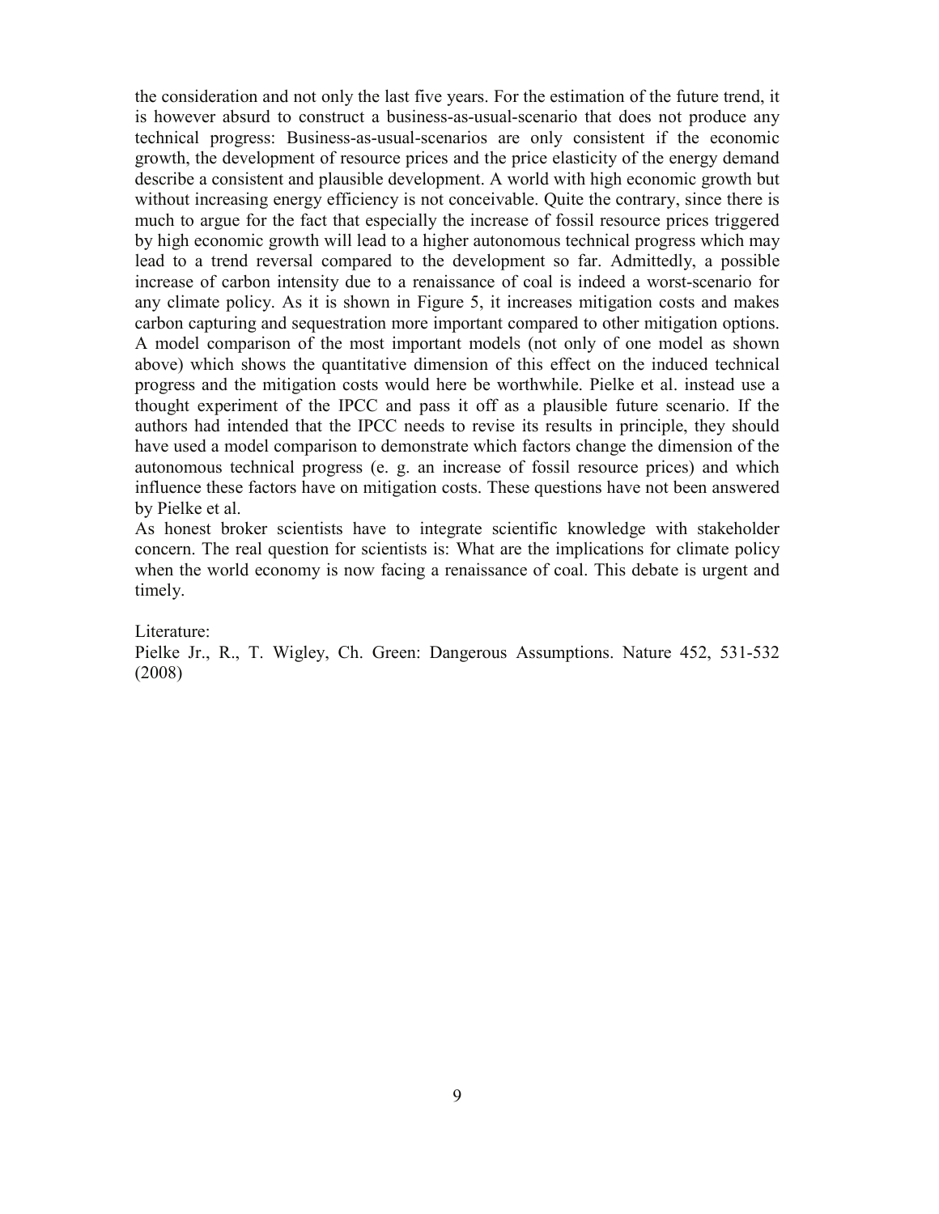the consideration and not only the last five years. For the estimation of the future trend, it is however absurd to construct a business-as-usual-scenario that does not produce any technical progress: Business-as-usual-scenarios are only consistent if the economic growth, the development of resource prices and the price elasticity of the energy demand describe a consistent and plausible development. A world with high economic growth but without increasing energy efficiency is not conceivable. Quite the contrary, since there is much to argue for the fact that especially the increase of fossil resource prices triggered by high economic growth will lead to a higher autonomous technical progress which may lead to a trend reversal compared to the development so far. Admittedly, a possible increase of carbon intensity due to a renaissance of coal is indeed a worst-scenario for any climate policy. As it is shown in Figure 5, it increases mitigation costs and makes carbon capturing and sequestration more important compared to other mitigation options. A model comparison of the most important models (not only of one model as shown above) which shows the quantitative dimension of this effect on the induced technical progress and the mitigation costs would here be worthwhile. Pielke et al. instead use a thought experiment of the IPCC and pass it off as a plausible future scenario. If the authors had intended that the IPCC needs to revise its results in principle, they should have used a model comparison to demonstrate which factors change the dimension of the autonomous technical progress (e. g. an increase of fossil resource prices) and which influence these factors have on mitigation costs. These questions have not been answered by Pielke et al.

As honest broker scientists have to integrate scientific knowledge with stakeholder concern. The real question for scientists is: What are the implications for climate policy when the world economy is now facing a renaissance of coal. This debate is urgent and timely.

Literature:

Pielke Jr., R., T. Wigley, Ch. Green: Dangerous Assumptions. Nature 452, 531-532 (2008)